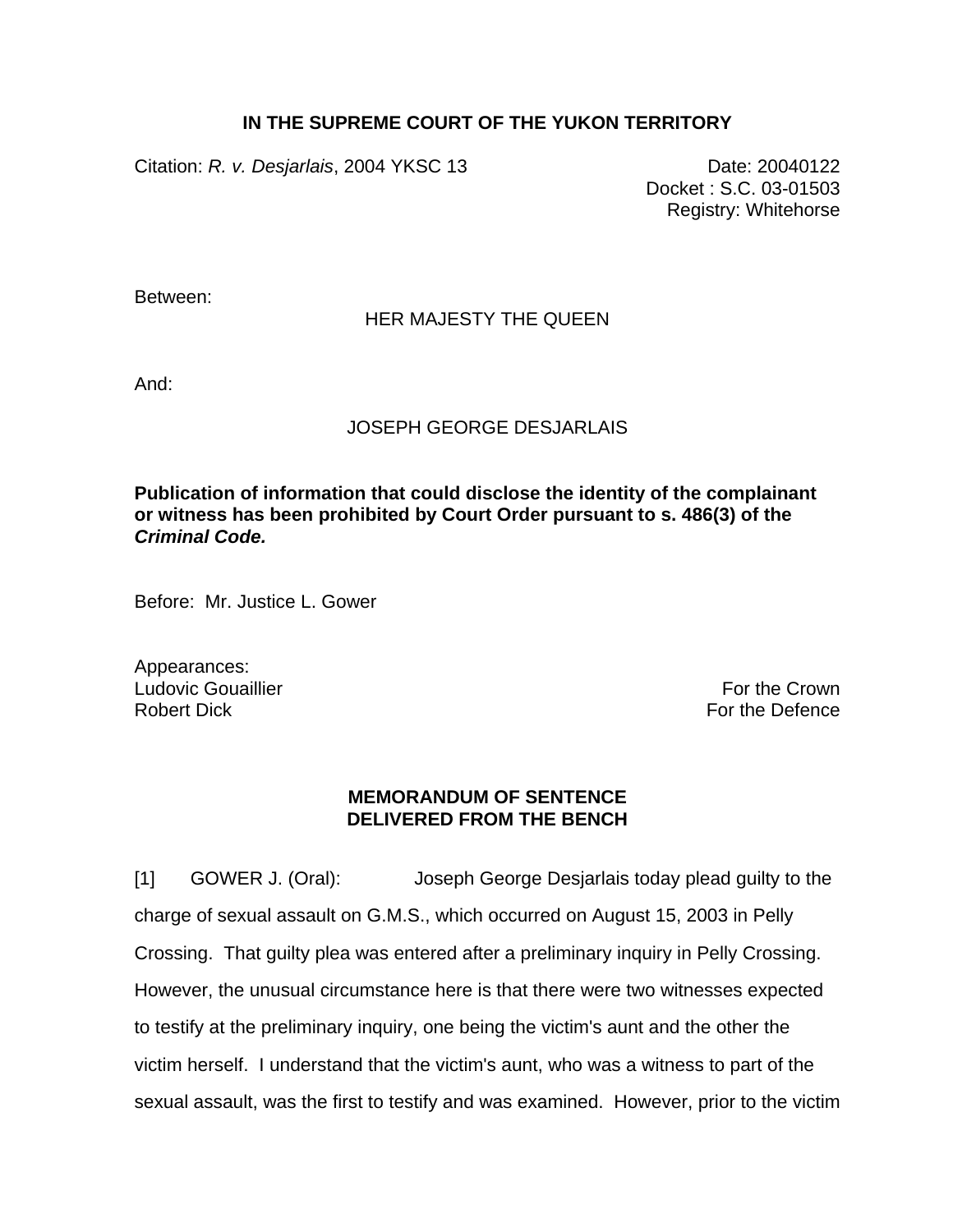**IN THE SUPREME COURT OF THE YUKON TERRITORY**

Citation: *R. v. Desjarlais*, 2004 YKSC 13

Date: 20040122
Docket : S.C. 03-01503
Registry: Whitehorse

Between:

HER MAJESTY THE QUEEN

And:

JOSEPH GEORGE DESJARLAIS

**Publication of information that could disclose the identity of the complainant or witness has been prohibited by Court Order pursuant to s. 486(3) of the *Criminal Code.***

Before: Mr. Justice L. Gower

Appearances:
Ludovic Gouaillier — For the Crown
Robert Dick — For the Defence

**MEMORANDUM OF SENTENCE DELIVERED FROM THE BENCH**

[1] GOWER J. (Oral): Joseph George Desjarlais today plead guilty to the charge of sexual assault on G.M.S., which occurred on August 15, 2003 in Pelly Crossing. That guilty plea was entered after a preliminary inquiry in Pelly Crossing. However, the unusual circumstance here is that there were two witnesses expected to testify at the preliminary inquiry, one being the victim's aunt and the other the victim herself. I understand that the victim's aunt, who was a witness to part of the sexual assault, was the first to testify and was examined. However, prior to the victim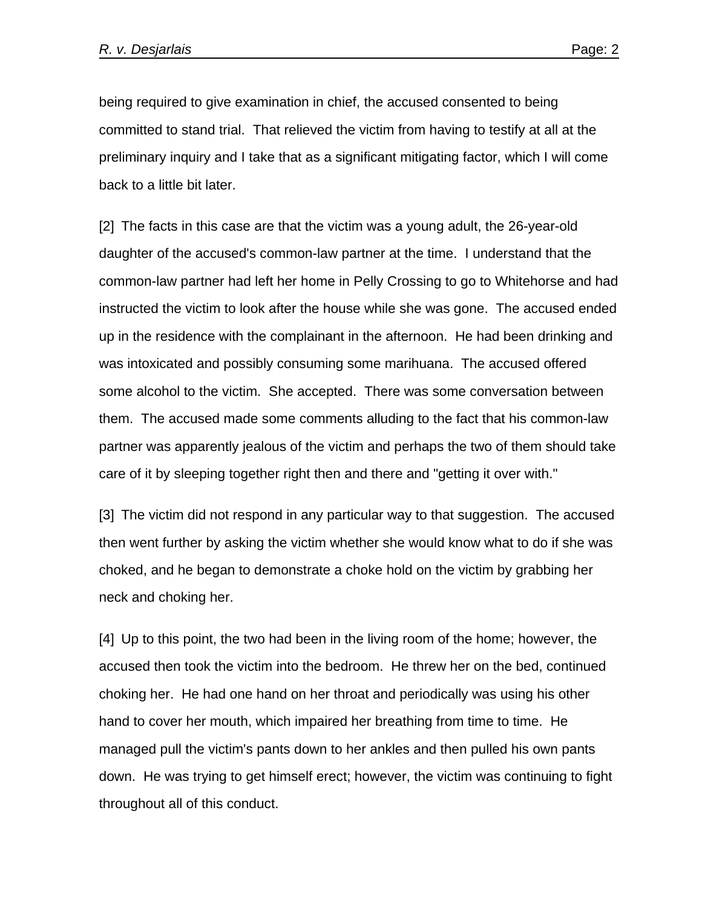being required to give examination in chief, the accused consented to being committed to stand trial. That relieved the victim from having to testify at all at the preliminary inquiry and I take that as a significant mitigating factor, which I will come back to a little bit later.

[2] The facts in this case are that the victim was a young adult, the 26-year-old daughter of the accused's common-law partner at the time. I understand that the common-law partner had left her home in Pelly Crossing to go to Whitehorse and had instructed the victim to look after the house while she was gone. The accused ended up in the residence with the complainant in the afternoon. He had been drinking and was intoxicated and possibly consuming some marihuana. The accused offered some alcohol to the victim. She accepted. There was some conversation between them. The accused made some comments alluding to the fact that his common-law partner was apparently jealous of the victim and perhaps the two of them should take care of it by sleeping together right then and there and "getting it over with."

[3] The victim did not respond in any particular way to that suggestion. The accused then went further by asking the victim whether she would know what to do if she was choked, and he began to demonstrate a choke hold on the victim by grabbing her neck and choking her.

[4] Up to this point, the two had been in the living room of the home; however, the accused then took the victim into the bedroom. He threw her on the bed, continued choking her. He had one hand on her throat and periodically was using his other hand to cover her mouth, which impaired her breathing from time to time. He managed pull the victim's pants down to her ankles and then pulled his own pants down. He was trying to get himself erect; however, the victim was continuing to fight throughout all of this conduct.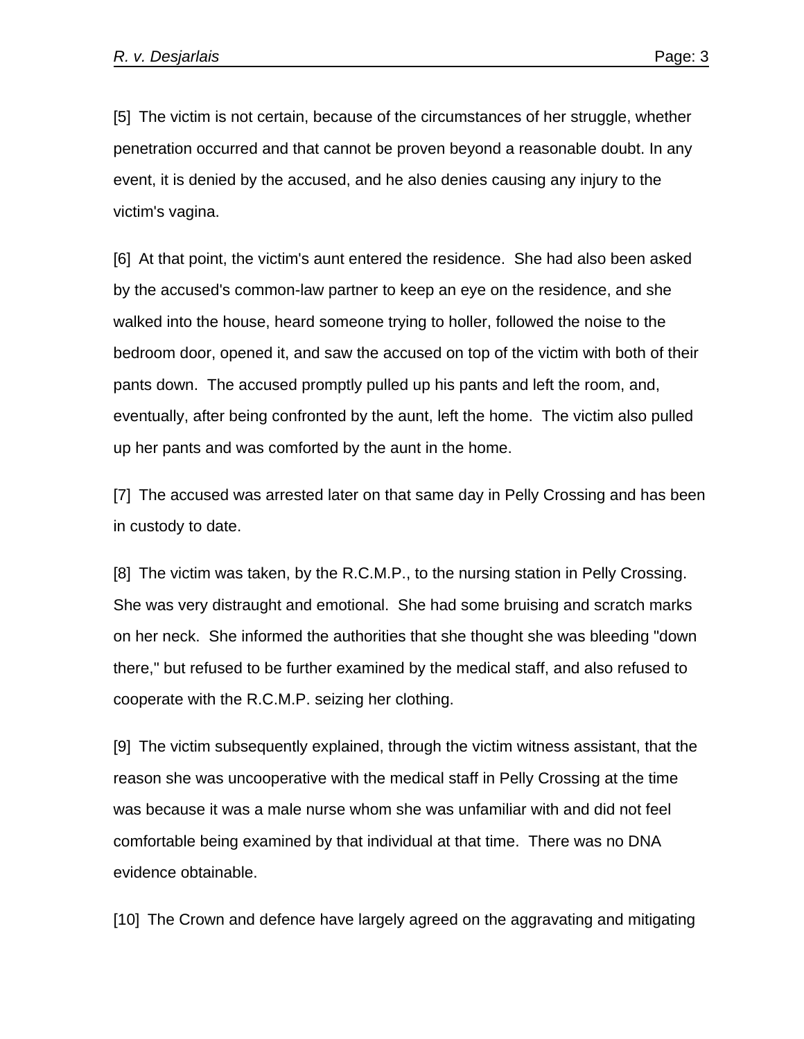[5] The victim is not certain, because of the circumstances of her struggle, whether penetration occurred and that cannot be proven beyond a reasonable doubt. In any event, it is denied by the accused, and he also denies causing any injury to the victim's vagina.

[6] At that point, the victim's aunt entered the residence. She had also been asked by the accused's common-law partner to keep an eye on the residence, and she walked into the house, heard someone trying to holler, followed the noise to the bedroom door, opened it, and saw the accused on top of the victim with both of their pants down. The accused promptly pulled up his pants and left the room, and, eventually, after being confronted by the aunt, left the home. The victim also pulled up her pants and was comforted by the aunt in the home.

[7] The accused was arrested later on that same day in Pelly Crossing and has been in custody to date.

[8] The victim was taken, by the R.C.M.P., to the nursing station in Pelly Crossing. She was very distraught and emotional. She had some bruising and scratch marks on her neck. She informed the authorities that she thought she was bleeding "down there," but refused to be further examined by the medical staff, and also refused to cooperate with the R.C.M.P. seizing her clothing.

[9] The victim subsequently explained, through the victim witness assistant, that the reason she was uncooperative with the medical staff in Pelly Crossing at the time was because it was a male nurse whom she was unfamiliar with and did not feel comfortable being examined by that individual at that time. There was no DNA evidence obtainable.

[10] The Crown and defence have largely agreed on the aggravating and mitigating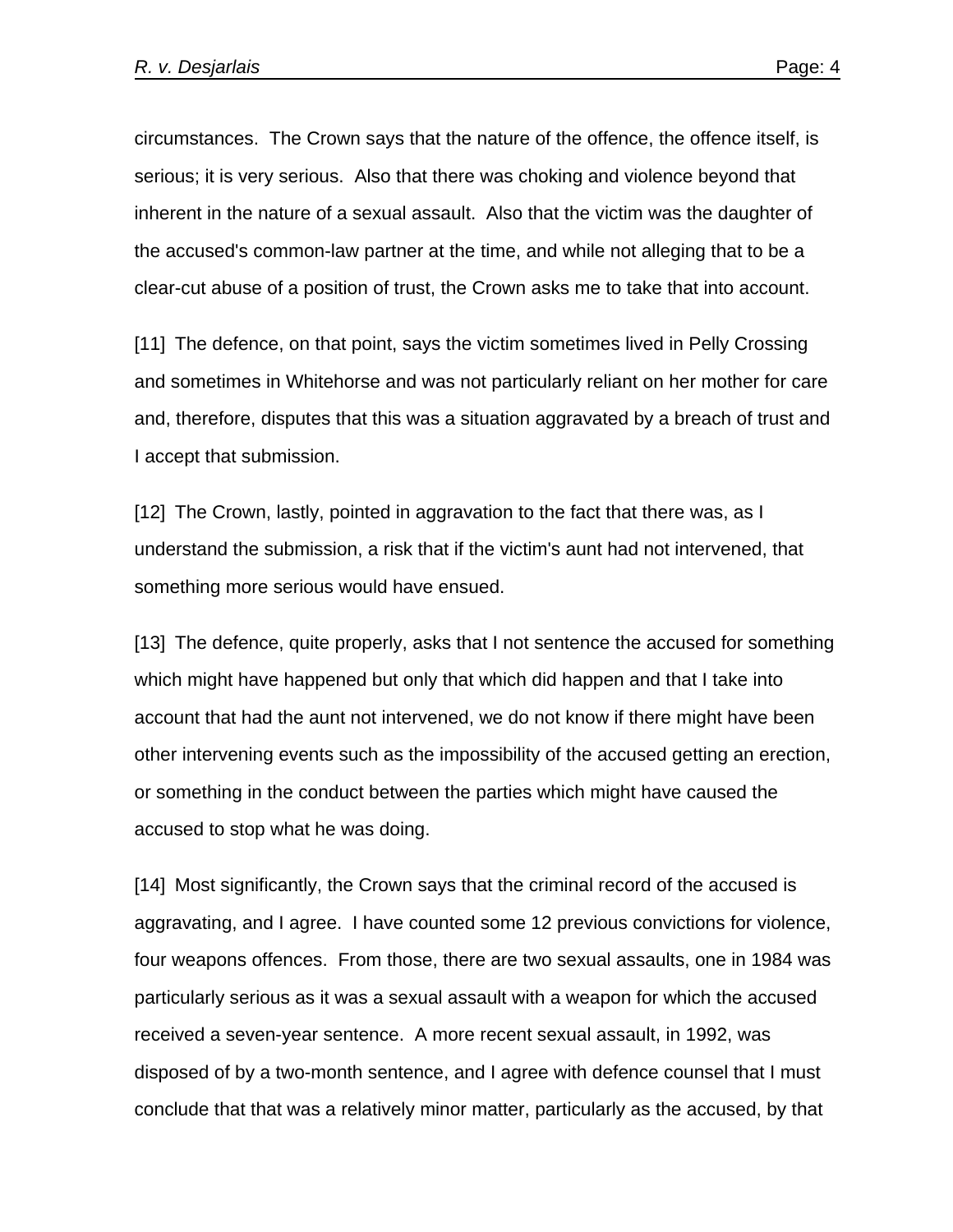circumstances. The Crown says that the nature of the offence, the offence itself, is serious; it is very serious. Also that there was choking and violence beyond that inherent in the nature of a sexual assault. Also that the victim was the daughter of the accused's common-law partner at the time, and while not alleging that to be a clear-cut abuse of a position of trust, the Crown asks me to take that into account.

[11] The defence, on that point, says the victim sometimes lived in Pelly Crossing and sometimes in Whitehorse and was not particularly reliant on her mother for care and, therefore, disputes that this was a situation aggravated by a breach of trust and I accept that submission.

[12] The Crown, lastly, pointed in aggravation to the fact that there was, as I understand the submission, a risk that if the victim's aunt had not intervened, that something more serious would have ensued.

[13] The defence, quite properly, asks that I not sentence the accused for something which might have happened but only that which did happen and that I take into account that had the aunt not intervened, we do not know if there might have been other intervening events such as the impossibility of the accused getting an erection, or something in the conduct between the parties which might have caused the accused to stop what he was doing.

[14] Most significantly, the Crown says that the criminal record of the accused is aggravating, and I agree. I have counted some 12 previous convictions for violence, four weapons offences. From those, there are two sexual assaults, one in 1984 was particularly serious as it was a sexual assault with a weapon for which the accused received a seven-year sentence. A more recent sexual assault, in 1992, was disposed of by a two-month sentence, and I agree with defence counsel that I must conclude that that was a relatively minor matter, particularly as the accused, by that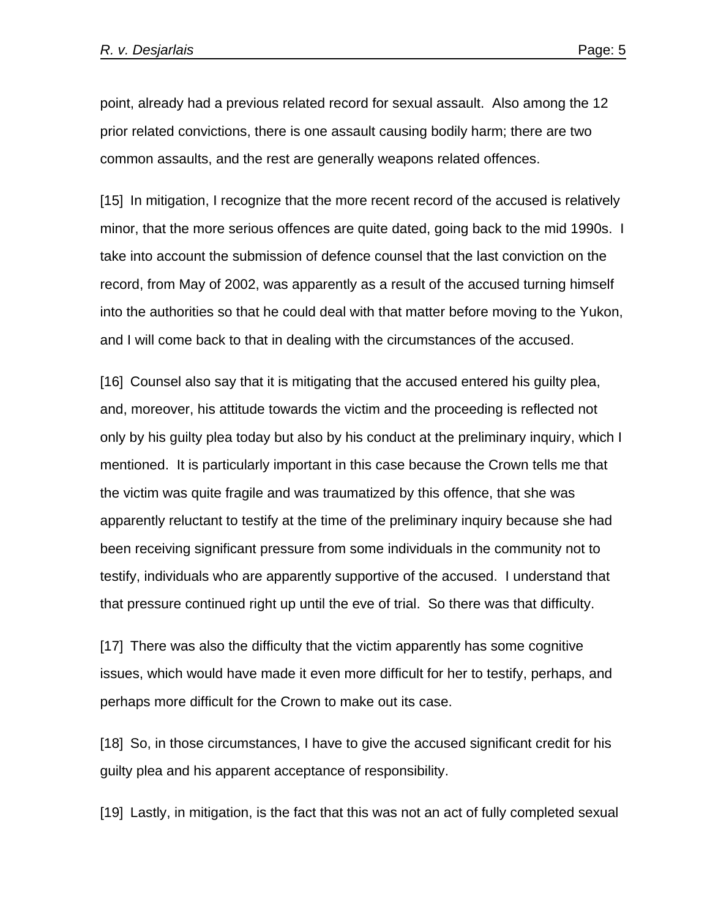point, already had a previous related record for sexual assault. Also among the 12 prior related convictions, there is one assault causing bodily harm; there are two common assaults, and the rest are generally weapons related offences.

[15] In mitigation, I recognize that the more recent record of the accused is relatively minor, that the more serious offences are quite dated, going back to the mid 1990s. I take into account the submission of defence counsel that the last conviction on the record, from May of 2002, was apparently as a result of the accused turning himself into the authorities so that he could deal with that matter before moving to the Yukon, and I will come back to that in dealing with the circumstances of the accused.

[16] Counsel also say that it is mitigating that the accused entered his guilty plea, and, moreover, his attitude towards the victim and the proceeding is reflected not only by his guilty plea today but also by his conduct at the preliminary inquiry, which I mentioned. It is particularly important in this case because the Crown tells me that the victim was quite fragile and was traumatized by this offence, that she was apparently reluctant to testify at the time of the preliminary inquiry because she had been receiving significant pressure from some individuals in the community not to testify, individuals who are apparently supportive of the accused. I understand that that pressure continued right up until the eve of trial. So there was that difficulty.

[17] There was also the difficulty that the victim apparently has some cognitive issues, which would have made it even more difficult for her to testify, perhaps, and perhaps more difficult for the Crown to make out its case.

[18] So, in those circumstances, I have to give the accused significant credit for his guilty plea and his apparent acceptance of responsibility.

[19] Lastly, in mitigation, is the fact that this was not an act of fully completed sexual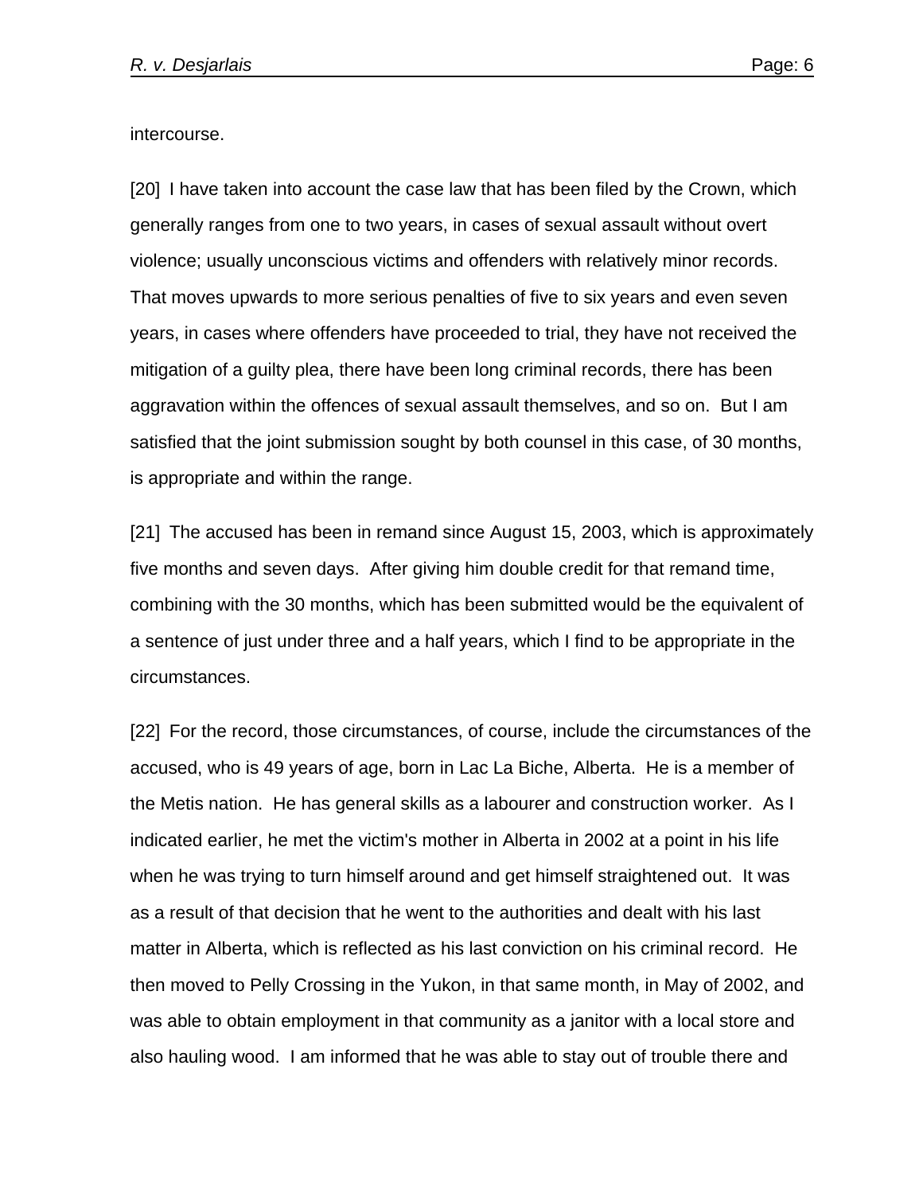intercourse.

[20] I have taken into account the case law that has been filed by the Crown, which generally ranges from one to two years, in cases of sexual assault without overt violence; usually unconscious victims and offenders with relatively minor records. That moves upwards to more serious penalties of five to six years and even seven years, in cases where offenders have proceeded to trial, they have not received the mitigation of a guilty plea, there have been long criminal records, there has been aggravation within the offences of sexual assault themselves, and so on. But I am satisfied that the joint submission sought by both counsel in this case, of 30 months, is appropriate and within the range.

[21] The accused has been in remand since August 15, 2003, which is approximately five months and seven days. After giving him double credit for that remand time, combining with the 30 months, which has been submitted would be the equivalent of a sentence of just under three and a half years, which I find to be appropriate in the circumstances.

[22] For the record, those circumstances, of course, include the circumstances of the accused, who is 49 years of age, born in Lac La Biche, Alberta. He is a member of the Metis nation. He has general skills as a labourer and construction worker. As I indicated earlier, he met the victim's mother in Alberta in 2002 at a point in his life when he was trying to turn himself around and get himself straightened out. It was as a result of that decision that he went to the authorities and dealt with his last matter in Alberta, which is reflected as his last conviction on his criminal record. He then moved to Pelly Crossing in the Yukon, in that same month, in May of 2002, and was able to obtain employment in that community as a janitor with a local store and also hauling wood. I am informed that he was able to stay out of trouble there and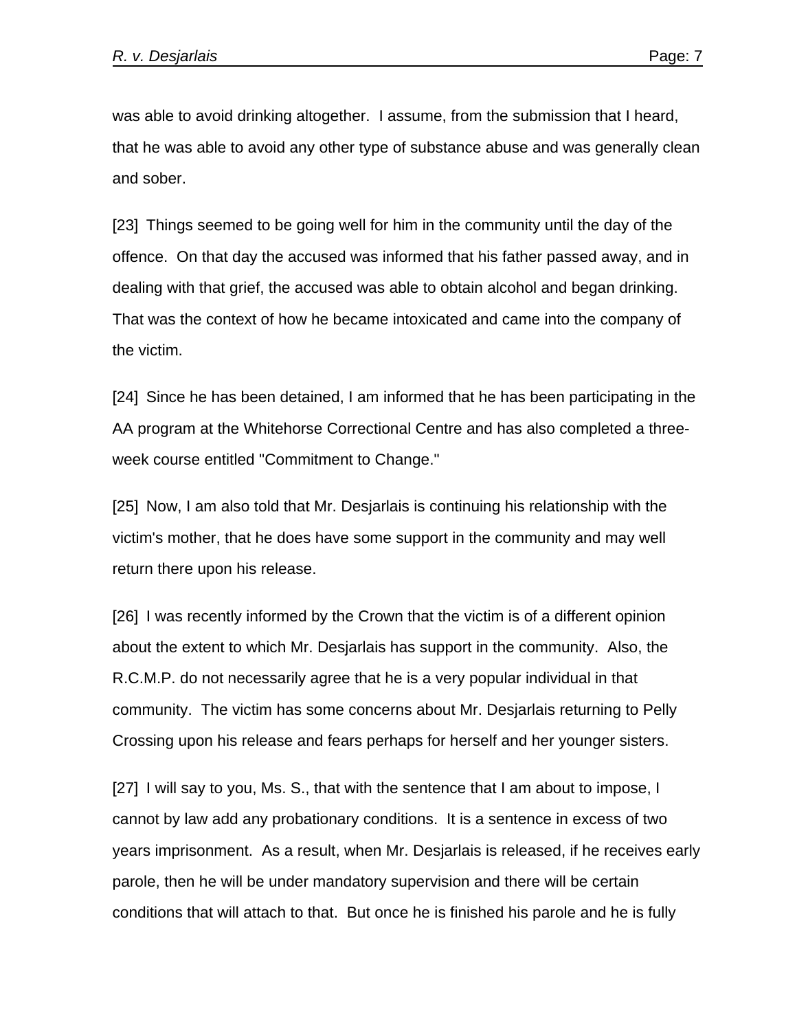was able to avoid drinking altogether. I assume, from the submission that I heard, that he was able to avoid any other type of substance abuse and was generally clean and sober.

[23] Things seemed to be going well for him in the community until the day of the offence. On that day the accused was informed that his father passed away, and in dealing with that grief, the accused was able to obtain alcohol and began drinking. That was the context of how he became intoxicated and came into the company of the victim.

[24] Since he has been detained, I am informed that he has been participating in the AA program at the Whitehorse Correctional Centre and has also completed a three-week course entitled "Commitment to Change."

[25] Now, I am also told that Mr. Desjarlais is continuing his relationship with the victim's mother, that he does have some support in the community and may well return there upon his release.

[26] I was recently informed by the Crown that the victim is of a different opinion about the extent to which Mr. Desjarlais has support in the community. Also, the R.C.M.P. do not necessarily agree that he is a very popular individual in that community. The victim has some concerns about Mr. Desjarlais returning to Pelly Crossing upon his release and fears perhaps for herself and her younger sisters.

[27] I will say to you, Ms. S., that with the sentence that I am about to impose, I cannot by law add any probationary conditions. It is a sentence in excess of two years imprisonment. As a result, when Mr. Desjarlais is released, if he receives early parole, then he will be under mandatory supervision and there will be certain conditions that will attach to that. But once he is finished his parole and he is fully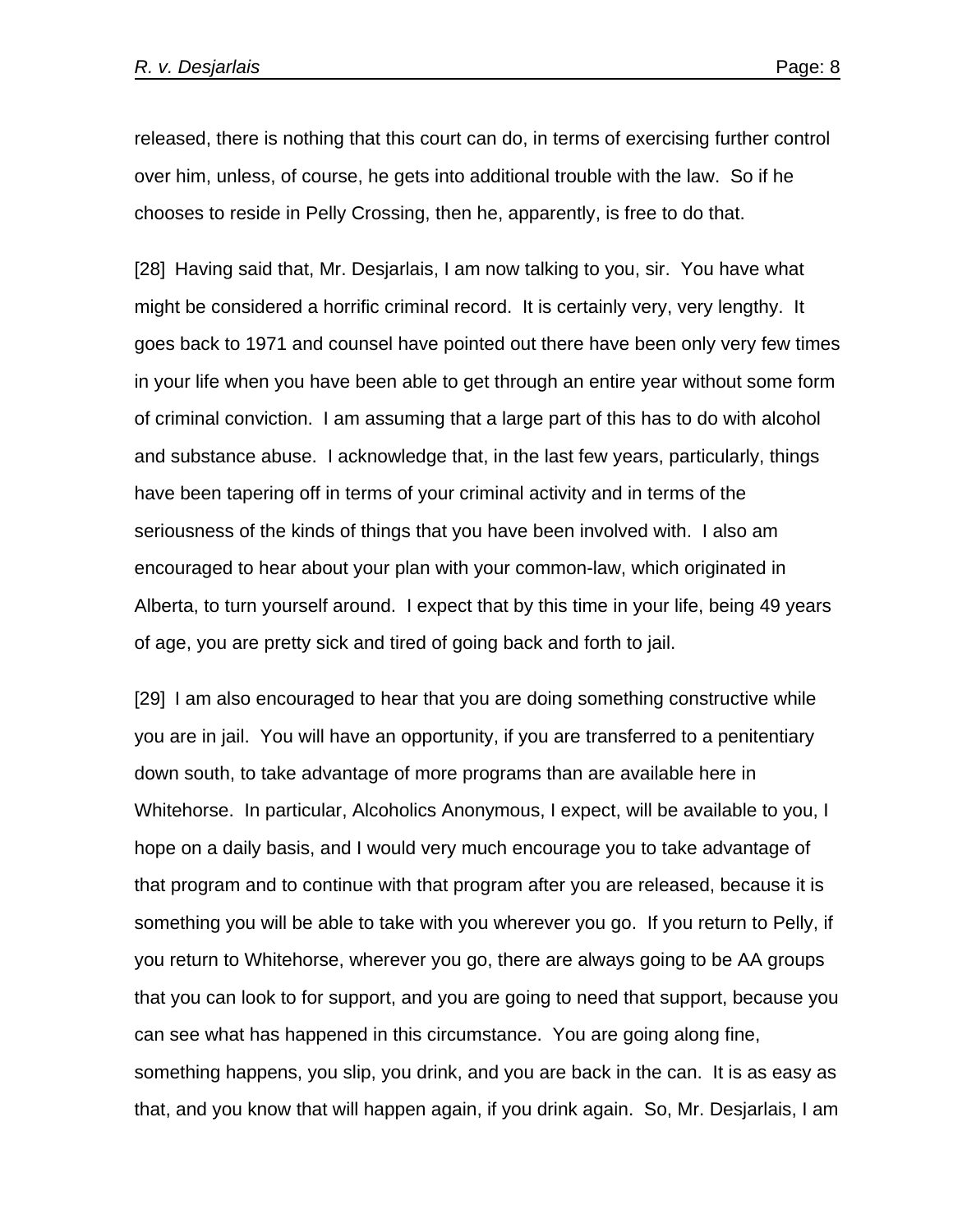released, there is nothing that this court can do, in terms of exercising further control over him, unless, of course, he gets into additional trouble with the law. So if he chooses to reside in Pelly Crossing, then he, apparently, is free to do that.

[28] Having said that, Mr. Desjarlais, I am now talking to you, sir. You have what might be considered a horrific criminal record. It is certainly very, very lengthy. It goes back to 1971 and counsel have pointed out there have been only very few times in your life when you have been able to get through an entire year without some form of criminal conviction. I am assuming that a large part of this has to do with alcohol and substance abuse. I acknowledge that, in the last few years, particularly, things have been tapering off in terms of your criminal activity and in terms of the seriousness of the kinds of things that you have been involved with. I also am encouraged to hear about your plan with your common-law, which originated in Alberta, to turn yourself around. I expect that by this time in your life, being 49 years of age, you are pretty sick and tired of going back and forth to jail.

[29] I am also encouraged to hear that you are doing something constructive while you are in jail. You will have an opportunity, if you are transferred to a penitentiary down south, to take advantage of more programs than are available here in Whitehorse. In particular, Alcoholics Anonymous, I expect, will be available to you, I hope on a daily basis, and I would very much encourage you to take advantage of that program and to continue with that program after you are released, because it is something you will be able to take with you wherever you go. If you return to Pelly, if you return to Whitehorse, wherever you go, there are always going to be AA groups that you can look to for support, and you are going to need that support, because you can see what has happened in this circumstance. You are going along fine, something happens, you slip, you drink, and you are back in the can. It is as easy as that, and you know that will happen again, if you drink again. So, Mr. Desjarlais, I am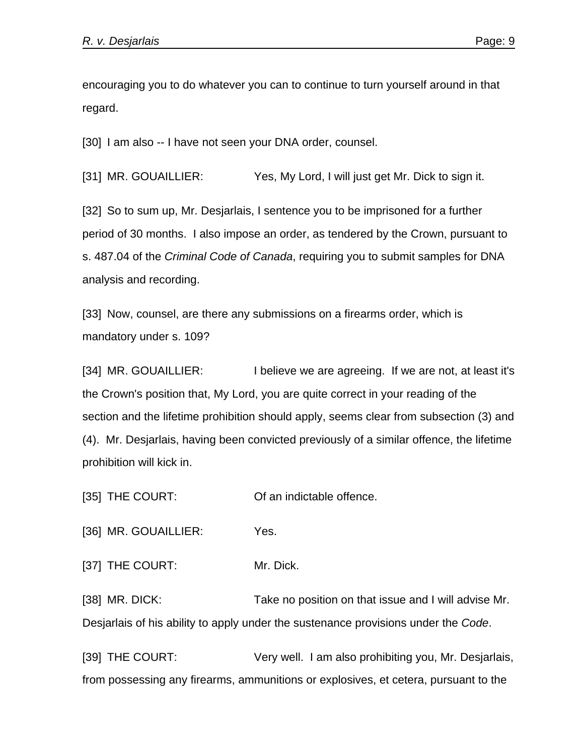encouraging you to do whatever you can to continue to turn yourself around in that regard.

[30] I am also -- I have not seen your DNA order, counsel.

[31] MR. GOUAILLIER: Yes, My Lord, I will just get Mr. Dick to sign it.

[32] So to sum up, Mr. Desjarlais, I sentence you to be imprisoned for a further period of 30 months. I also impose an order, as tendered by the Crown, pursuant to s. 487.04 of the *Criminal Code of Canada*, requiring you to submit samples for DNA analysis and recording.

[33] Now, counsel, are there any submissions on a firearms order, which is mandatory under s. 109?

[34] MR. GOUAILLIER: I believe we are agreeing. If we are not, at least it's the Crown's position that, My Lord, you are quite correct in your reading of the section and the lifetime prohibition should apply, seems clear from subsection (3) and (4). Mr. Desjarlais, having been convicted previously of a similar offence, the lifetime prohibition will kick in.

[35] THE COURT: Of an indictable offence.

[36] MR. GOUAILLIER: Yes.

[37] THE COURT: Mr. Dick.

[38] MR. DICK: Take no position on that issue and I will advise Mr. Desjarlais of his ability to apply under the sustenance provisions under the *Code*.

[39] THE COURT: Very well. I am also prohibiting you, Mr. Desjarlais, from possessing any firearms, ammunitions or explosives, et cetera, pursuant to the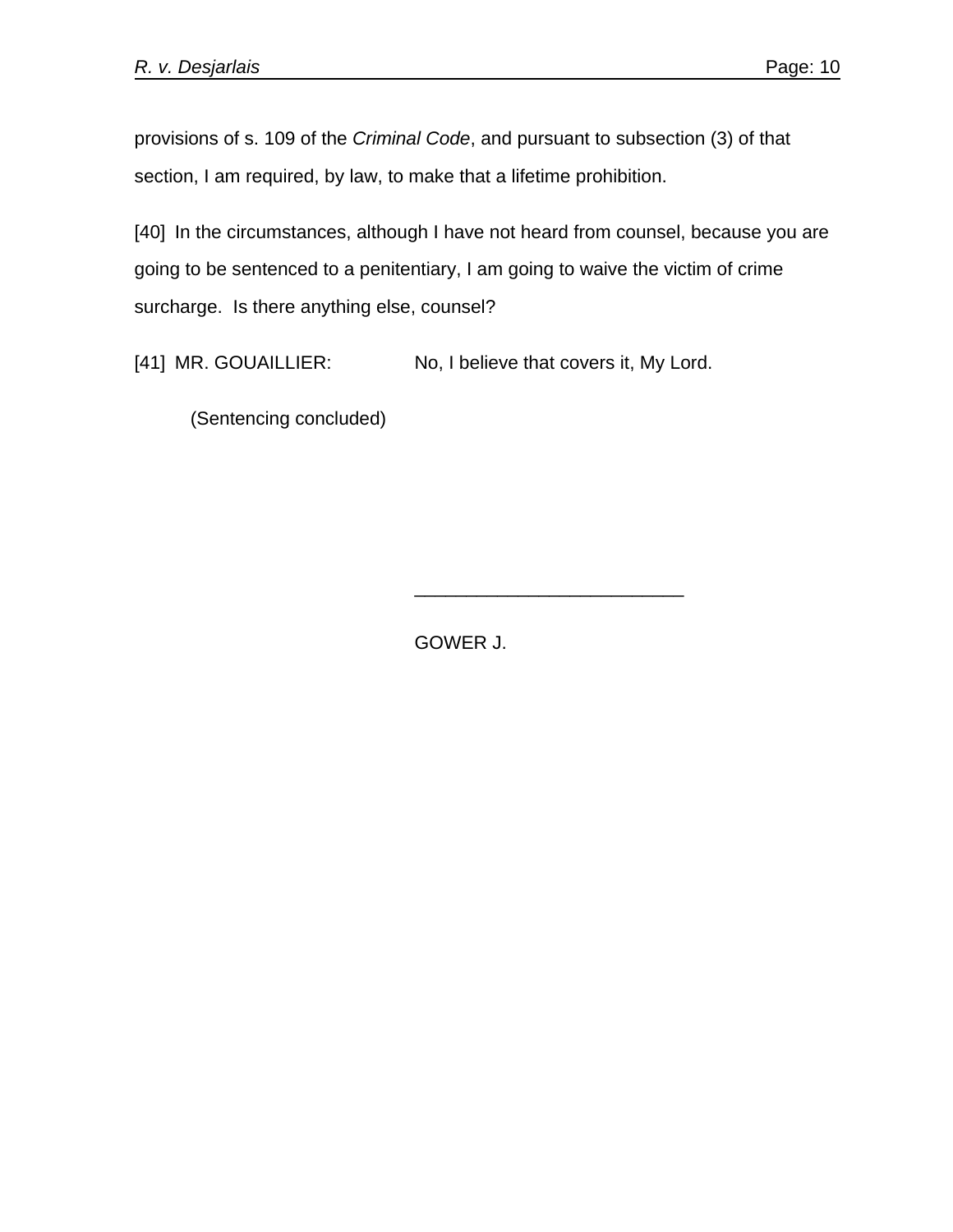provisions of s. 109 of the *Criminal Code*, and pursuant to subsection (3) of that section, I am required, by law, to make that a lifetime prohibition.

[40] In the circumstances, although I have not heard from counsel, because you are going to be sentenced to a penitentiary, I am going to waive the victim of crime surcharge. Is there anything else, counsel?

[41] MR. GOUAILLIER: No, I believe that covers it, My Lord.

(Sentencing concluded)

\_\_\_\_\_\_\_\_\_\_\_\_\_\_\_\_\_\_\_\_\_\_\_\_\_\_\_

GOWER J.